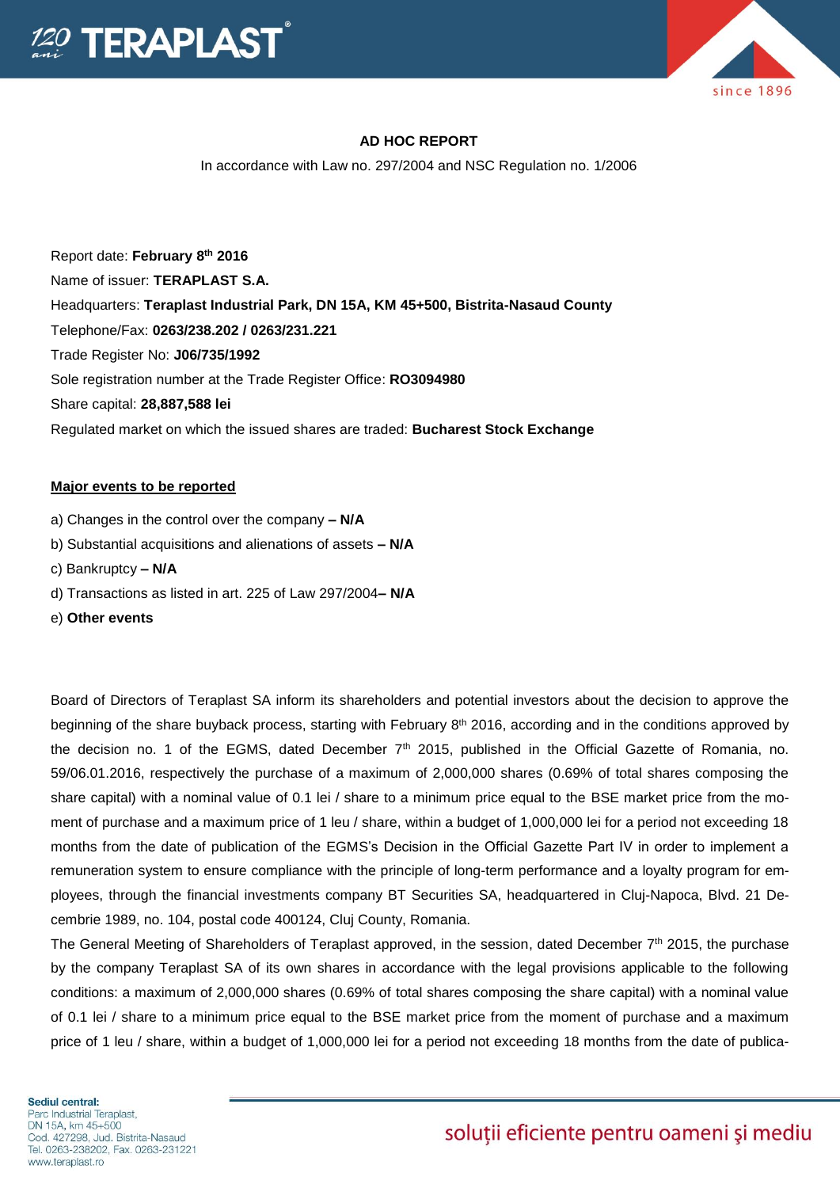**AD HOC REPORT**

In accordance with Law no. 297/2004 and NSC Regulation no. 1/2006

Report date: **February 8th 2016**

Name of issuer: **TERAPLAST S.A.**

Headquarters: **Teraplast Industrial Park, DN 15A, KM 45+500, Bistrita-Nasaud County**

Telephone/Fax: **0263/238.202 / 0263/231.221**

Trade Register No: **J06/735/1992**

Sole registration number at the Trade Register Office: **RO3094980**

Share capital: **28,887,588 lei**

Regulated market on which the issued shares are traded: **Bucharest Stock Exchange**

**Major events to be reported**

a) Changes in the control over the company **– N/A**

b) Substantial acquisitions and alienations of assets **– N/A**

c) Bankruptcy **– N/A**

d) Transactions as listed in art. 225 of Law 297/2004**– N/A**

e) **Other events**

Board of Directors of Teraplast SA inform its shareholders and potential investors about the decision to approve the beginning of the share buyback process, starting with February 8th 2016, according and in the conditions approved by the decision no. 1 of the EGMS, dated December 7th 2015, published in the Official Gazette of Romania, no. 59/06.01.2016, respectively the purchase of a maximum of 2,000,000 shares (0.69% of total shares composing the share capital) with a nominal value of 0.1 lei / share to a minimum price equal to the BSE market price from the moment of purchase and a maximum price of 1 leu / share, within a budget of 1,000,000 lei for a period not exceeding 18 months from the date of publication of the EGMS's Decision in the Official Gazette Part IV in order to implement a remuneration system to ensure compliance with the principle of long-term performance and a loyalty program for employees, through the financial investments company BT Securities SA, headquartered in Cluj-Napoca, Blvd. 21 Decembrie 1989, no. 104, postal code 400124, Cluj County, Romania.

The General Meeting of Shareholders of Teraplast approved, in the session, dated December 7th 2015, the purchase by the company Teraplast SA of its own shares in accordance with the legal provisions applicable to the following conditions: a maximum of 2,000,000 shares (0.69% of total shares composing the share capital) with a nominal value of 0.1 lei / share to a minimum price equal to the BSE market price from the moment of purchase and a maximum price of 1 leu / share, within a budget of 1,000,000 lei for a period not exceeding 18 months from the date of publica-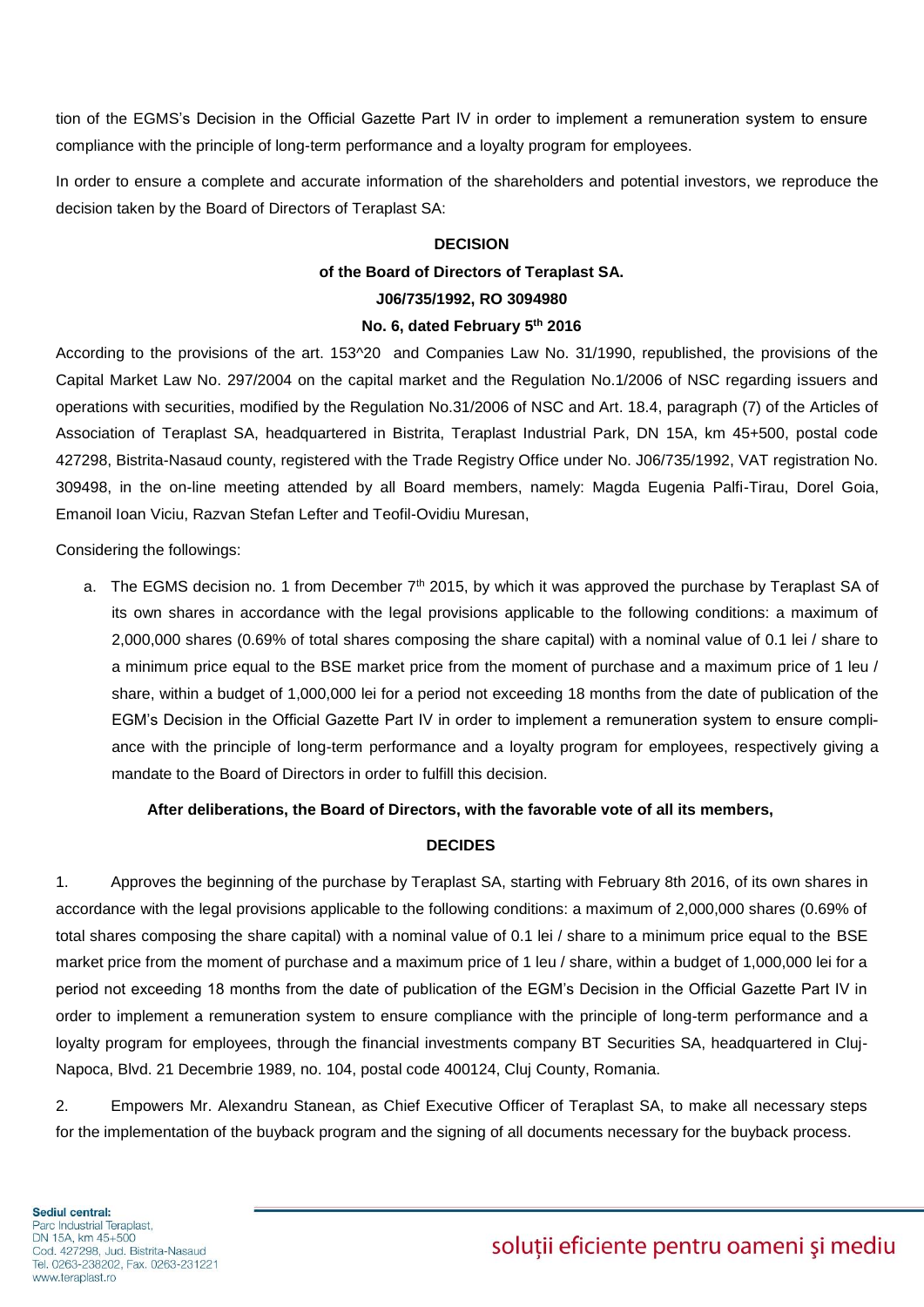tion of the EGMS's Decision in the Official Gazette Part IV in order to implement a remuneration system to ensure compliance with the principle of long-term performance and a loyalty program for employees.

In order to ensure a complete and accurate information of the shareholders and potential investors, we reproduce the decision taken by the Board of Directors of Teraplast SA:

**DECISION**

**of the Board of Directors of Teraplast SA.**

**J06/735/1992, RO 3094980**

**No. 6, dated February 5th 2016**

According to the provisions of the art. 153^20 and Companies Law No. 31/1990, republished, the provisions of the Capital Market Law No. 297/2004 on the capital market and the Regulation No.1/2006 of NSC regarding issuers and operations with securities, modified by the Regulation No.31/2006 of NSC and Art. 18.4, paragraph (7) of the Articles of Association of Teraplast SA, headquartered in Bistrita, Teraplast Industrial Park, DN 15A, km 45+500, postal code 427298, Bistrita-Nasaud county, registered with the Trade Registry Office under No. J06/735/1992, VAT registration No. 309498, in the on-line meeting attended by all Board members, namely: Magda Eugenia Palfi-Tirau, Dorel Goia, Emanoil Ioan Viciu, Razvan Stefan Lefter and Teofil-Ovidiu Muresan,

Considering the followings:

a. The EGMS decision no. 1 from December 7th 2015, by which it was approved the purchase by Teraplast SA of its own shares in accordance with the legal provisions applicable to the following conditions: a maximum of 2,000,000 shares (0.69% of total shares composing the share capital) with a nominal value of 0.1 lei / share to a minimum price equal to the BSE market price from the moment of purchase and a maximum price of 1 leu / share, within a budget of 1,000,000 lei for a period not exceeding 18 months from the date of publication of the EGM's Decision in the Official Gazette Part IV in order to implement a remuneration system to ensure compliance with the principle of long-term performance and a loyalty program for employees, respectively giving a mandate to the Board of Directors in order to fulfill this decision.

**After deliberations, the Board of Directors, with the favorable vote of all its members,**

**DECIDES**

1. Approves the beginning of the purchase by Teraplast SA, starting with February 8th 2016, of its own shares in accordance with the legal provisions applicable to the following conditions: a maximum of 2,000,000 shares (0.69% of total shares composing the share capital) with a nominal value of 0.1 lei / share to a minimum price equal to the BSE market price from the moment of purchase and a maximum price of 1 leu / share, within a budget of 1,000,000 lei for a period not exceeding 18 months from the date of publication of the EGM's Decision in the Official Gazette Part IV in order to implement a remuneration system to ensure compliance with the principle of long-term performance and a loyalty program for employees, through the financial investments company BT Securities SA, headquartered in Cluj-Napoca, Blvd. 21 Decembrie 1989, no. 104, postal code 400124, Cluj County, Romania.

2. Empowers Mr. Alexandru Stanean, as Chief Executive Officer of Teraplast SA, to make all necessary steps for the implementation of the buyback program and the signing of all documents necessary for the buyback process.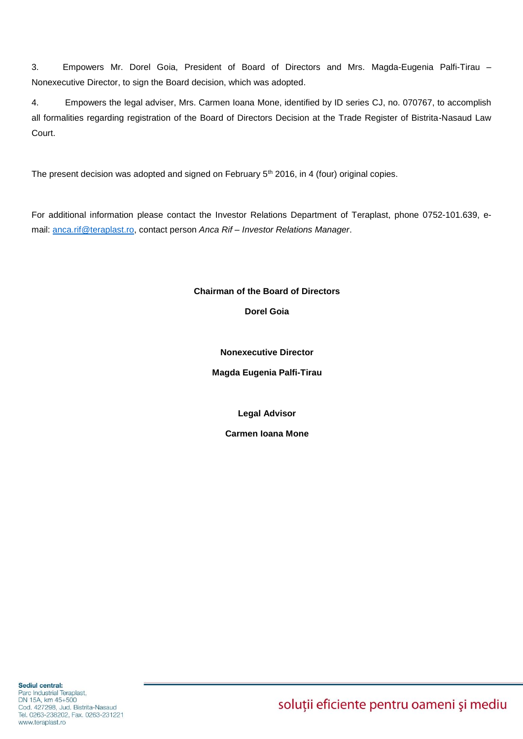3. Empowers Mr. Dorel Goia, President of Board of Directors and Mrs. Magda-Eugenia Palfi-Tirau – Nonexecutive Director, to sign the Board decision, which was adopted.

4. Empowers the legal adviser, Mrs. Carmen Ioana Mone, identified by ID series CJ, no. 070767, to accomplish all formalities regarding registration of the Board of Directors Decision at the Trade Register of Bistrita-Nasaud Law Court.

The present decision was adopted and signed on February 5th 2016, in 4 (four) original copies.

For additional information please contact the Investor Relations Department of Teraplast, phone 0752-101.639, e-mail: anca.rif@teraplast.ro, contact person *Anca Rif – Investor Relations Manager*.

**Chairman of the Board of Directors**

**Dorel Goia**

**Nonexecutive Director**

**Magda Eugenia Palfi-Tirau**

**Legal Advisor**

**Carmen Ioana Mone**